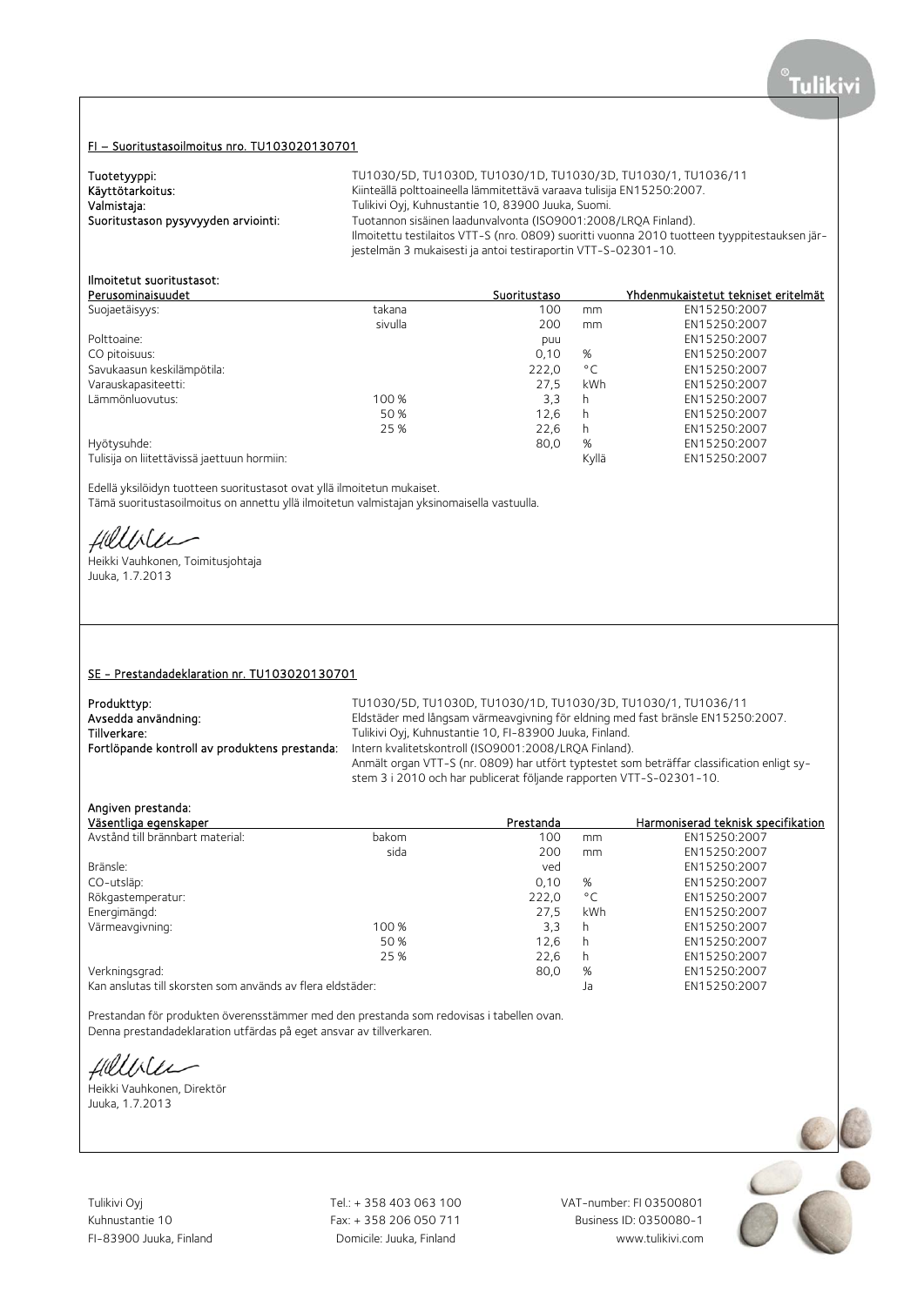## FI – Suoritustasoilmoitus nro. TU103020130701

**Tuotetyyppi:** TU1030/5D, TU1030D, TU1030/1D, TU1030/3D, TU1030/1, TU1036/11
**Käyttötarkoitus:** Kiinteällä polttoaineella lämmitettävä varaava tulisija EN15250:2007.
**Valmistaja:** Tulikivi Oyj, Kuhnustantie 10, 83900 Juuka, Suomi.
**Suoritustason pysyvyyden arviointi:** Tuotannon sisäinen laadunvalvonta (ISO9001:2008/LRQA Finland).
Ilmoitettu testilaitos VTT-S (nro. 0809) suoritti vuonna 2010 tuotteen tyyppitestauksen järjestelmän 3 mukaisesti ja antoi testiraportin VTT-S-02301-10.

**Ilmoitetut suoritustasot:**

| Perusominaisuudet | | Suoritustaso | | Yhdenmukaistetut tekniset eritelmät |
|---|---|---|---|---|
| Suojaetäisyys: | takana | 100 | mm | EN15250:2007 |
| | sivulla | 200 | mm | EN15250:2007 |
| Polttoaine: | | puu | | EN15250:2007 |
| CO pitoisuus: | | 0,10 | % | EN15250:2007 |
| Savukaasun keskilämpötila: | | 222,0 | °C | EN15250:2007 |
| Varauskapasiteetti: | | 27,5 | kWh | EN15250:2007 |
| Lämmönluovutus: | 100 % | 3,3 | h | EN15250:2007 |
| | 50 % | 12,6 | h | EN15250:2007 |
| | 25 % | 22,6 | h | EN15250:2007 |
| Hyötysuhde: | | 80,0 | % | EN15250:2007 |
| Tulisija on liitettävissä jaettuun hormiin: | | | Kyllä | EN15250:2007 |

Edellä yksilöidyn tuotteen suoritustasot ovat yllä ilmoitetun mukaiset.
Tämä suoritustasoilmoitus on annettu yllä ilmoitetun valmistajan yksinomaisella vastuulla.

Heikki Vauhkonen, Toimitusjohtaja
Juuka, 1.7.2013

## SE - Prestandadeklaration nr. TU103020130701

**Produkttyp:** TU1030/5D, TU1030D, TU1030/1D, TU1030/3D, TU1030/1, TU1036/11
**Avsedda användning:** Eldstäder med långsam värmeavgivning för eldning med fast bränsle EN15250:2007.
**Tillverkare:** Tulikivi Oyj, Kuhnustantie 10, FI-83900 Juuka, Finland.
**Fortlöpande kontroll av produktens prestanda:** Intern kvalitetskontroll (ISO9001:2008/LRQA Finland).
Anmält organ VTT-S (nr. 0809) har utfört typtestet som beträffar classification enligt system 3 i 2010 och har publicerat följande rapporten VTT-S-02301-10.

**Angiven prestanda:**

| Väsentliga egenskaper | | Prestanda | | Harmoniserad teknisk specifikation |
|---|---|---|---|---|
| Avstånd till brännbart material: | bakom | 100 | mm | EN15250:2007 |
| | sida | 200 | mm | EN15250:2007 |
| Bränsle: | | ved | | EN15250:2007 |
| CO-utsläp: | | 0,10 | % | EN15250:2007 |
| Rökgastemperatur: | | 222,0 | °C | EN15250:2007 |
| Energimängd: | | 27,5 | kWh | EN15250:2007 |
| Värmeavgivning: | 100 % | 3,3 | h | EN15250:2007 |
| | 50 % | 12,6 | h | EN15250:2007 |
| | 25 % | 22,6 | h | EN15250:2007 |
| Verkningsgrad: | | 80,0 | % | EN15250:2007 |
| Kan anslutas till skorsten som används av flera eldstäder: | | | Ja | EN15250:2007 |

Prestandan för produkten överensstämmer med den prestanda som redovisas i tabellen ovan.
Denna prestandadeklaration utfärdas på eget ansvar av tillverkaren.

Heikki Vauhkonen, Direktör
Juuka, 1.7.2013

Tulikivi Oyj
Kuhnustantie 10
FI-83900 Juuka, Finland

Tel.: + 358 403 063 100
Fax: + 358 206 050 711
Domicile: Juuka, Finland

VAT-number: FI 03500801
Business ID: 0350080-1
www.tulikivi.com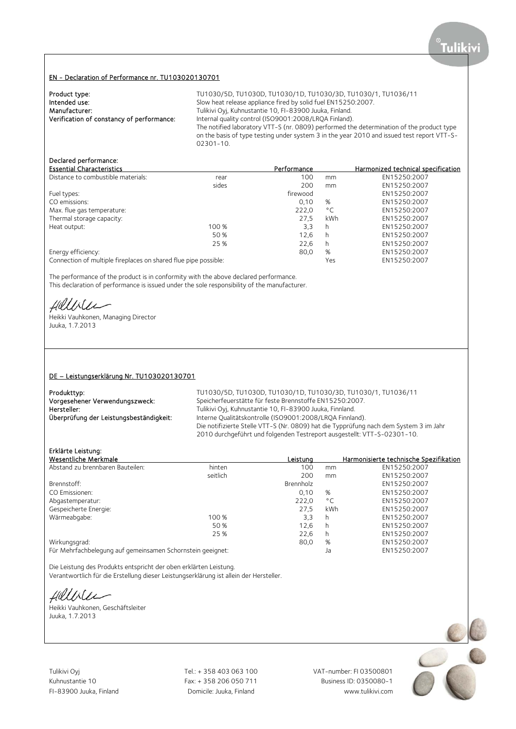## EN - Declaration of Performance nr. TU103020130701

**Product type:** TU1030/5D, TU1030D, TU1030/1D, TU1030/3D, TU1030/1, TU1036/11
**Intended use:** Slow heat release appliance fired by solid fuel EN15250:2007.
**Manufacturer:** Tulikivi Oyj, Kuhnustantie 10, FI-83900 Juuka, Finland.
**Verification of constancy of performance:** Internal quality control (ISO9001:2008/LRQA Finland).
The notified laboratory VTT-S (nr. 0809) performed the determination of the product type on the basis of type testing under system 3 in the year 2010 and issued test report VTT-S-02301-10.

**Declared performance:**

| Essential Characteristics | | Performance | | Harmonized technical specification |
|---|---|---|---|---|
| Distance to combustible materials: | rear | 100 | mm | EN15250:2007 |
| | sides | 200 | mm | EN15250:2007 |
| Fuel types: | | firewood | | EN15250:2007 |
| CO emissions: | | 0,10 | % | EN15250:2007 |
| Max. flue gas temperature: | | 222,0 | °C | EN15250:2007 |
| Thermal storage capacity: | | 27,5 | kWh | EN15250:2007 |
| Heat output: | 100 % | 3,3 | h | EN15250:2007 |
| | 50 % | 12,6 | h | EN15250:2007 |
| | 25 % | 22,6 | h | EN15250:2007 |
| Energy efficiency: | | 80,0 | % | EN15250:2007 |
| Connection of multiple fireplaces on shared flue pipe possible: | | | Yes | EN15250:2007 |

The performance of the product is in conformity with the above declared performance.
This declaration of performance is issued under the sole responsibility of the manufacturer.

Heikki Vauhkonen, Managing Director
Juuka, 1.7.2013

## DE – Leistungserklärung Nr. TU103020130701

**Produkttyp:** TU1030/5D, TU1030D, TU1030/1D, TU1030/3D, TU1030/1, TU1036/11
**Vorgesehener Verwendungszweck:** Speicherfeuerstätte für feste Brennstoffe EN15250:2007.
**Hersteller:** Tulikivi Oyj, Kuhnustantie 10, FI-83900 Juuka, Finnland.
**Überprüfung der Leistungsbeständigkeit:** Interne Qualitätskontrolle (ISO9001:2008/LRQA Finnland).
Die notifizierte Stelle VTT-S (Nr. 0809) hat die Typprüfung nach dem System 3 im Jahr 2010 durchgeführt und folgenden Testreport ausgestellt: VTT-S-02301-10.

**Erklärte Leistung:**

| Wesentliche Merkmale | | Leistung | | Harmonisierte technische Spezifikation |
|---|---|---|---|---|
| Abstand zu brennbaren Bauteilen: | hinten | 100 | mm | EN15250:2007 |
| | seitlich | 200 | mm | EN15250:2007 |
| Brennstoff: | | Brennholz | | EN15250:2007 |
| CO Emissionen: | | 0,10 | % | EN15250:2007 |
| Abgastemperatur: | | 222,0 | °C | EN15250:2007 |
| Gespeicherte Energie: | | 27,5 | kWh | EN15250:2007 |
| Wärmeabgabe: | 100 % | 3,3 | h | EN15250:2007 |
| | 50 % | 12,6 | h | EN15250:2007 |
| | 25 % | 22,6 | h | EN15250:2007 |
| Wirkungsgrad: | | 80,0 | % | EN15250:2007 |
| Für Mehrfachbelegung auf gemeinsamen Schornstein geeignet: | | | Ja | EN15250:2007 |

Die Leistung des Produkts entspricht der oben erklärten Leistung.
Verantwortlich für die Erstellung dieser Leistungserklärung ist allein der Hersteller.

Heikki Vauhkonen, Geschäftsleiter
Juuka, 1.7.2013

Tulikivi Oyj
Kuhnustantie 10
FI-83900 Juuka, Finland

Tel.: + 358 403 063 100
Fax: + 358 206 050 711
Domicile: Juuka, Finland

VAT-number: FI 03500801
Business ID: 0350080-1
www.tulikivi.com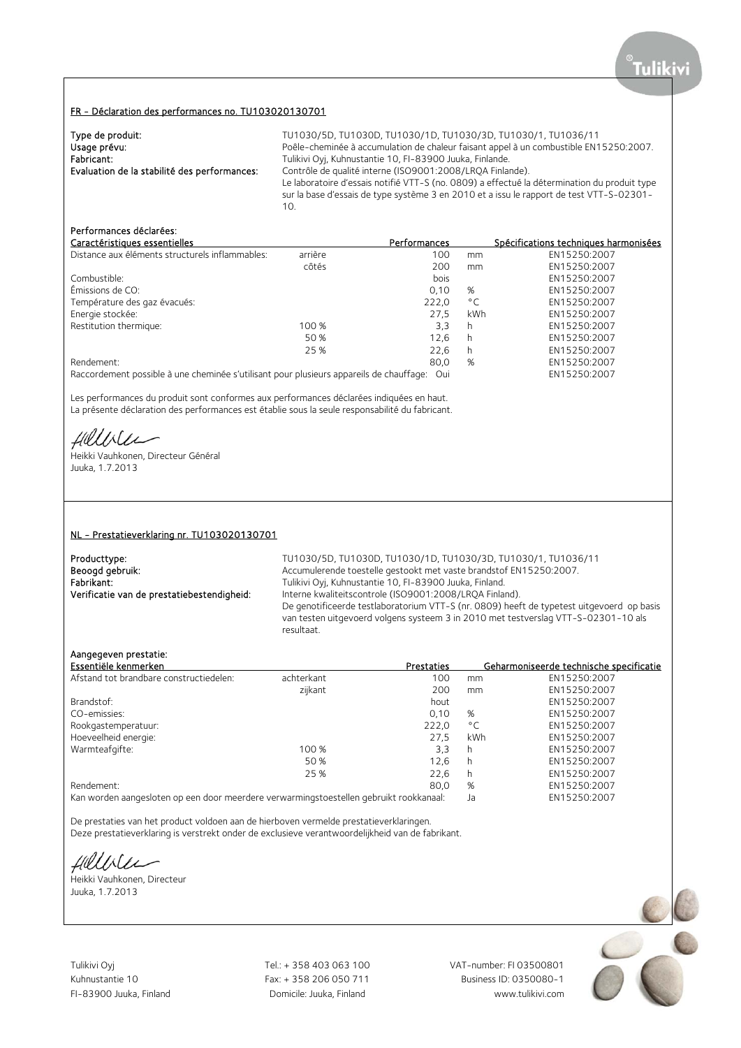## FR - Déclaration des performances no. TU103020130701

**Type de produit:** TU1030/5D, TU1030D, TU1030/1D, TU1030/3D, TU1030/1, TU1036/11

**Usage prévu:** Poêle-cheminée à accumulation de chaleur faisant appel à un combustible EN15250:2007.

**Fabricant:** Tulikivi Oyj, Kuhnustantie 10, FI-83900 Juuka, Finlande.

**Evaluation de la stabilité des performances:** Contrôle de qualité interne (ISO9001:2008/LRQA Finlande). Le laboratoire d'essais notifié VTT-S (no. 0809) a effectué la détermination du produit type sur la base d'essais de type système 3 en 2010 et a issu le rapport de test VTT-S-02301-10.

**Performances déclarées:**

| Caractéristiques essentielles | | Performances | | Spécifications techniques harmonisées |
|---|---|---|---|---|
| Distance aux éléments structurels inflammables: | arrière | 100 | mm | EN15250:2007 |
| | côtés | 200 | mm | EN15250:2007 |
| Combustible: | | bois | | EN15250:2007 |
| Émissions de CO: | | 0,10 | % | EN15250:2007 |
| Température des gaz évacués: | | 222,0 | °C | EN15250:2007 |
| Energie stockée: | | 27,5 | kWh | EN15250:2007 |
| Restitution thermique: | 100 % | 3,3 | h | EN15250:2007 |
| | 50 % | 12,6 | h | EN15250:2007 |
| | 25 % | 22,6 | h | EN15250:2007 |
| Rendement: | | 80,0 | % | EN15250:2007 |
| Raccordement possible à une cheminée s'utilisant pour plusieurs appareils de chauffage: | | Oui | | EN15250:2007 |

Les performances du produit sont conformes aux performances déclarées indiquées en haut.
La présente déclaration des performances est établie sous la seule responsabilité du fabricant.

Heikki Vauhkonen, Directeur Général
Juuka, 1.7.2013

## NL - Prestatieverklaring nr. TU103020130701

**Producttype:** TU1030/5D, TU1030D, TU1030/1D, TU1030/3D, TU1030/1, TU1036/11

**Beoogd gebruik:** Accumulerende toestelle gestookt met vaste brandstof EN15250:2007.

**Fabrikant:** Tulikivi Oyj, Kuhnustantie 10, FI-83900 Juuka, Finland.

**Verificatie van de prestatiebestendigheid:** Interne kwaliteitscontrole (ISO9001:2008/LRQA Finland). De genotificeerde testlaboratorium VTT-S (nr. 0809) heeft de typetest uitgevoerd op basis van testen uitgevoerd volgens systeem 3 in 2010 met testverslag VTT-S-02301-10 als resultaat.

**Aangegeven prestatie:**

| Essentiële kenmerken | | Prestaties | | Geharmoniseerde technische specificatie |
|---|---|---|---|---|
| Afstand tot brandbare constructiedelen: | achterkant | 100 | mm | EN15250:2007 |
| | zijkant | 200 | mm | EN15250:2007 |
| Brandstof: | | hout | | EN15250:2007 |
| CO-emissies: | | 0,10 | % | EN15250:2007 |
| Rookgastemperatuur: | | 222,0 | °C | EN15250:2007 |
| Hoeveelheid energie: | | 27,5 | kWh | EN15250:2007 |
| Warmteafgifte: | 100 % | 3,3 | h | EN15250:2007 |
| | 50 % | 12,6 | h | EN15250:2007 |
| | 25 % | 22,6 | h | EN15250:2007 |
| Rendement: | | 80,0 | % | EN15250:2007 |
| Kan worden aangesloten op een door meerdere verwarmingstoestellen gebruikt rookkanaal: | | | Ja | EN15250:2007 |

De prestaties van het product voldoen aan de hierboven vermelde prestatieverklaringen.
Deze prestatieverklaring is verstrekt onder de exclusieve verantwoordelijkheid van de fabrikant.

Heikki Vauhkonen, Directeur
Juuka, 1.7.2013

Tulikivi Oyj
Kuhnustantie 10
FI-83900 Juuka, Finland

Tel.: + 358 403 063 100
Fax: + 358 206 050 711
Domicile: Juuka, Finland

VAT-number: FI 03500801
Business ID: 0350080-1
www.tulikivi.com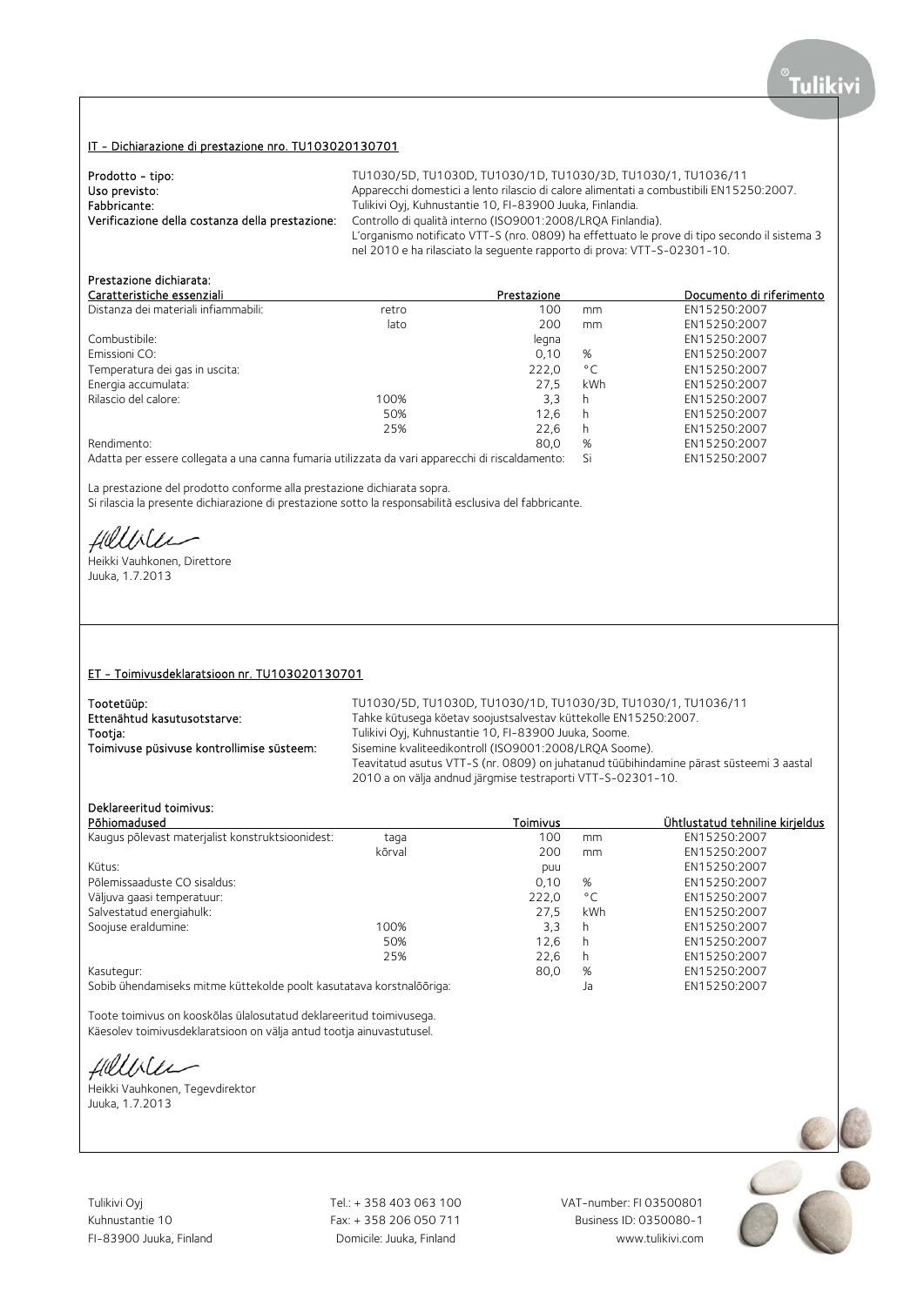## IT - Dichiarazione di prestazione nro. TU103020130701

**Prodotto - tipo:** TU1030/5D, TU1030D, TU1030/1D, TU1030/3D, TU1030/1, TU1036/11
**Uso previsto:** Apparecchi domestici a lento rilascio di calore alimentati a combustibili EN15250:2007.
**Fabbricante:** Tulikivi Oyj, Kuhnustantie 10, FI-83900 Juuka, Finlandia.
**Verificazione della costanza della prestazione:** Controllo di qualità interno (ISO9001:2008/LRQA Finlandia).
L'organismo notificato VTT-S (nro. 0809) ha effettuato le prove di tipo secondo il sistema 3 nel 2010 e ha rilasciato la seguente rapporto di prova: VTT-S-02301-10.

**Prestazione dichiarata:**

| Caratteristiche essenziali | | Prestazione | | Documento di riferimento |
|---|---|---|---|---|
| Distanza dei materiali infiammabili: | retro | 100 | mm | EN15250:2007 |
| | lato | 200 | mm | EN15250:2007 |
| Combustibile: | | legna | | EN15250:2007 |
| Emissioni CO: | | 0,10 | % | EN15250:2007 |
| Temperatura dei gas in uscita: | | 222,0 | °C | EN15250:2007 |
| Energia accumulata: | | 27,5 | kWh | EN15250:2007 |
| Rilascio del calore: | 100% | 3,3 | h | EN15250:2007 |
| | 50% | 12,6 | h | EN15250:2007 |
| | 25% | 22,6 | h | EN15250:2007 |
| Rendimento: | | 80,0 | % | EN15250:2007 |
| Adatta per essere collegata a una canna fumaria utilizzata da vari apparecchi di riscaldamento: | | | Si | EN15250:2007 |

La prestazione del prodotto conforme alla prestazione dichiarata sopra.
Si rilascia la presente dichiarazione di prestazione sotto la responsabilità esclusiva del fabbricante.

Heikki Vauhkonen, Direttore
Juuka, 1.7.2013

## ET - Toimivusdeklaratsioon nr. TU103020130701

**Tootetüüp:** TU1030/5D, TU1030D, TU1030/1D, TU1030/3D, TU1030/1, TU1036/11
**Ettenähtud kasutusotstarve:** Tahke kütusega köetav soojustsalvestav küttekolle EN15250:2007.
**Tootja:** Tulikivi Oyj, Kuhnustantie 10, FI-83900 Juuka, Soome.
**Toimivuse püsivuse kontrollimise süsteem:** Sisemine kvaliteedikontroll (ISO9001:2008/LRQA Soome).
Teavitatud asutus VTT-S (nr. 0809) on juhatanud tüübihindamine pärast süsteemi 3 aastal 2010 a on välja andnud järgmise testraporti VTT-S-02301-10.

**Deklareeritud toimivus:**

| Põhiomadused | | Toimivus | | Ühtlustatud tehniline kirjeldus |
|---|---|---|---|---|
| Kaugus põlevast materjalist konstruktsioonidest: | taga | 100 | mm | EN15250:2007 |
| | kõrval | 200 | mm | EN15250:2007 |
| Kütus: | | puu | | EN15250:2007 |
| Põlemissaaduste CO sisaldus: | | 0,10 | % | EN15250:2007 |
| Väljuva gaasi temperatuur: | | 222,0 | °C | EN15250:2007 |
| Salvestatud energiahulk: | | 27,5 | kWh | EN15250:2007 |
| Soojuse eraldumine: | 100% | 3,3 | h | EN15250:2007 |
| | 50% | 12,6 | h | EN15250:2007 |
| | 25% | 22,6 | h | EN15250:2007 |
| Kasutegur: | | 80,0 | % | EN15250:2007 |
| Sobib ühendamiseks mitme küttekolde poolt kasutatava korstnalõõriga: | | | Ja | EN15250:2007 |

Toote toimivus on kooskõlas ülalosutatud deklareeritud toimivusega.
Käesolev toimivusdeklaratsioon on välja antud tootja ainuvastutusel.

Heikki Vauhkonen, Tegevdirektor
Juuka, 1.7.2013

Tulikivi Oyj
Kuhnustantie 10
FI-83900 Juuka, Finland

Tel.: + 358 403 063 100
Fax: + 358 206 050 711
Domicile: Juuka, Finland

VAT-number: FI 03500801
Business ID: 0350080-1
www.tulikivi.com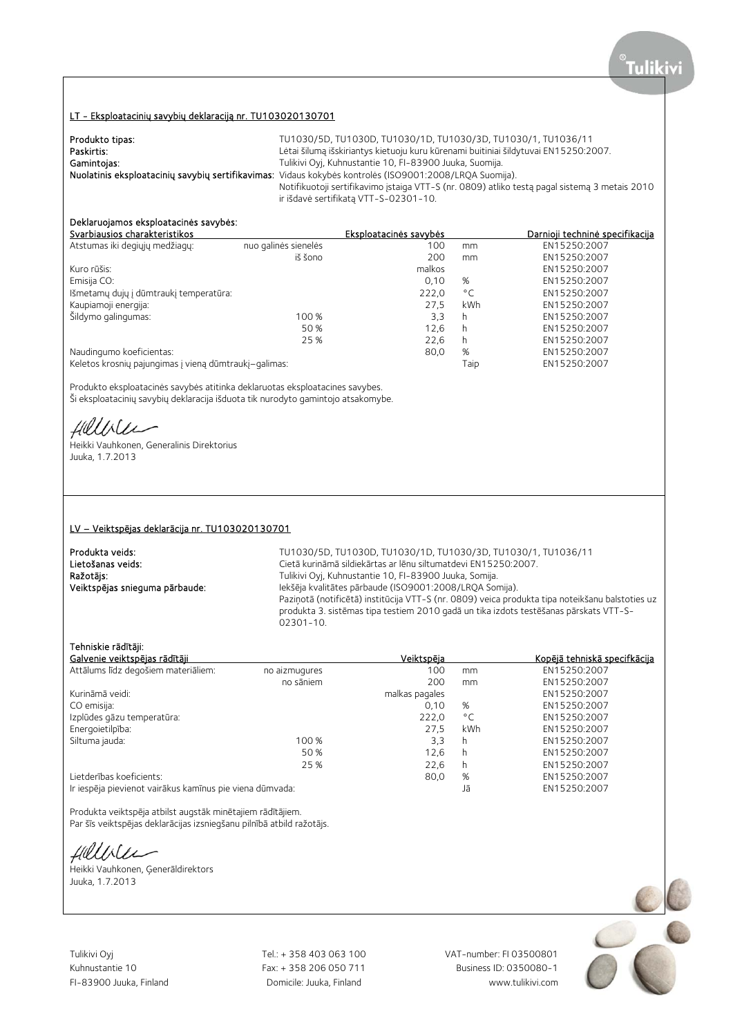## LT - Eksploatacinių savybių deklaraciją nr. TU103020130701

**Produkto tipas:** TU1030/5D, TU1030D, TU1030/1D, TU1030/3D, TU1030/1, TU1036/11
**Paskirtis:** Lėtai šilumą išskiriantys kietuoju kuru kūrenami buitiniai šildytuvai EN15250:2007.
**Gamintojas:** Tulikivi Oyj, Kuhnustantie 10, FI-83900 Juuka, Suomija.
**Nuolatinis eksploatacinių savybių sertifikavimas:** Vidaus kokybės kontrolės (ISO9001:2008/LRQA Suomija).
Notifikuotoji sertifikavimo įstaiga VTT-S (nr. 0809) atliko testą pagal sistemą 3 metais 2010 ir išdavė sertifikatą VTT-S-02301-10.

**Deklaruojamos eksploatacinės savybės:**

| Svarbiausios charakteristikos | | Eksploatacinės savybės | | Darnioji techninė specifikacija |
|---|---|---|---|---|
| Atstumas iki degiųjų medžiagų: | nuo galinės sienelės | 100 | mm | EN15250:2007 |
| | iš šono | 200 | mm | EN15250:2007 |
| Kuro rūšis: | | malkos | | EN15250:2007 |
| Emisija CO: | | 0,10 | % | EN15250:2007 |
| Išmetamų dujų į dūmtraukį temperatūra: | | 222,0 | °C | EN15250:2007 |
| Kaupiamoji energija: | | 27,5 | kWh | EN15250:2007 |
| Šildymo galingumas: | 100 % | 3,3 | h | EN15250:2007 |
| | 50 % | 12,6 | h | EN15250:2007 |
| | 25 % | 22,6 | h | EN15250:2007 |
| Naudingumo koeficientas: | | 80,0 | % | EN15250:2007 |
| Keletos krosnių pajungimas į vieną dūmtraukį–galimas: | | | Taip | EN15250:2007 |

Produkto eksploatacinės savybės atitinka deklaruotas eksploatacines savybes.
Ši eksploatacinių savybių deklaracija išduota tik nurodyto gamintojo atsakomybe.

Heikki Vauhkonen, Generalinis Direktorius
Juuka, 1.7.2013

## LV – Veiktspējas deklarācija nr. TU103020130701

**Produkta veids:** TU1030/5D, TU1030D, TU1030/1D, TU1030/3D, TU1030/1, TU1036/11
**Lietošanas veids:** Cietā kurināmā sildiekārtas ar lēnu siltumatdevi EN15250:2007.
**Ražotājs:** Tulikivi Oyj, Kuhnustantie 10, FI-83900 Juuka, Somija.
**Veiktspējas snieguma pārbaude:** Iekšēja kvalitātes pārbaude (ISO9001:2008/LRQA Somija).
Paziņotā (notificētā) institūcija VTT-S (nr. 0809) veica produkta tipa noteikšanu balstoties uz produkta 3. sistēmas tipa testiem 2010 gadā un tika izdots testēšanas pārskats VTT-S-02301-10.

**Tehniskie rādītāji:**

| Galvenie veiktspējas rādītāji | | Veiktspēja | | Kopējā tehniskā specifkācija |
|---|---|---|---|---|
| Attālums līdz degošiem materiāliem: | no aizmugures | 100 | mm | EN15250:2007 |
| | no sāniem | 200 | mm | EN15250:2007 |
| Kurināmā veidi: | | malkas pagales | | EN15250:2007 |
| CO emisija: | | 0,10 | % | EN15250:2007 |
| Izplūdes gāzu temperatūra: | | 222,0 | °C | EN15250:2007 |
| Energoietilpība: | | 27,5 | kWh | EN15250:2007 |
| Siltuma jauda: | 100 % | 3,3 | h | EN15250:2007 |
| | 50 % | 12,6 | h | EN15250:2007 |
| | 25 % | 22,6 | h | EN15250:2007 |
| Lietderības koeficients: | | 80,0 | % | EN15250:2007 |
| Ir iespēja pievienot vairākus kamīnus pie viena dūmvada: | | | Jā | EN15250:2007 |

Produkta veiktspēja atbilst augstāk minētajiem rādītājiem.
Par šīs veiktspējas deklarācijas izsniegšanu pilnībā atbild ražotājs.

Heikki Vauhkonen, Ģenerāldirektors
Juuka, 1.7.2013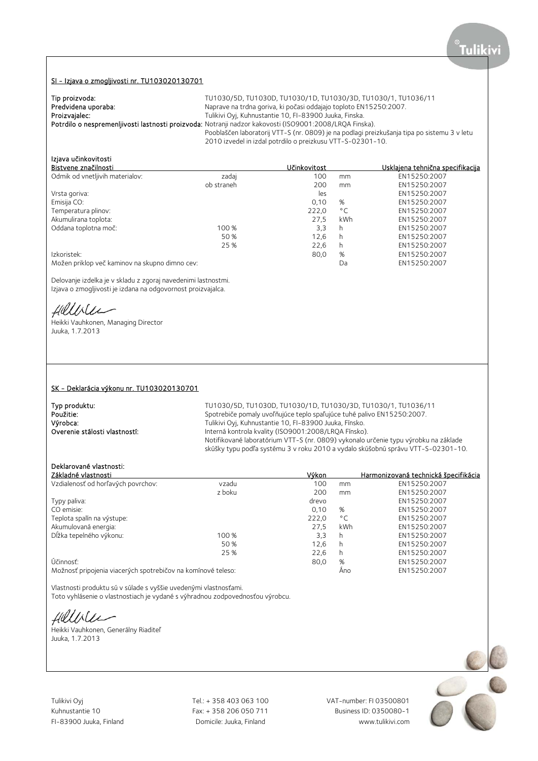## SI - Izjava o zmogljivosti nr. TU103020130701

**Tip proizvoda:** TU1030/5D, TU1030D, TU1030/1D, TU1030/3D, TU1030/1, TU1036/11
**Predvidena uporaba:** Naprave na trdna goriva, ki počasi oddajajo toploto EN15250:2007.
**Proizvajalec:** Tulikivi Oyj, Kuhnustantie 10, FI-83900 Juuka, Finska.
**Potrdilo o nespremenljivosti lastnosti proizvoda:** Notranji nadzor kakovosti (ISO9001:2008/LRQA Finska).
Pooblaščen laboratorij VTT-S (nr. 0809) je na podlagi preizkušanja tipa po sistemu 3 v letu 2010 izvedel in izdal potrdilo o preizkusu VTT-S-02301-10.

**Izjava učinkovitosti**

| Bistvene značilnosti | | Učinkovitost | | Usklajena tehnična specifikacija |
|---|---|---|---|---|
| Odmik od vnetljivih materialov: | zadaj | 100 | mm | EN15250:2007 |
| | ob straneh | 200 | mm | EN15250:2007 |
| Vrsta goriva: | | les | | EN15250:2007 |
| Emisija CO: | | 0,10 | % | EN15250:2007 |
| Temperatura plinov: | | 222,0 | °C | EN15250:2007 |
| Akumulirana toplota: | | 27,5 | kWh | EN15250:2007 |
| Oddana toplotna moč: | 100 % | 3,3 | h | EN15250:2007 |
| | 50 % | 12,6 | h | EN15250:2007 |
| | 25 % | 22,6 | h | EN15250:2007 |
| Izkoristek: | | 80,0 | % | EN15250:2007 |
| Možen priklop več kaminov na skupno dimno cev: | | | Da | EN15250:2007 |

Delovanje izdelka je v skladu z zgoraj navedenimi lastnostmi.
Izjava o zmogljivosti je izdana na odgovornost proizvajalca.

Heikki Vauhkonen, Managing Director
Juuka, 1.7.2013

## SK - Deklarácia výkonu nr. TU103020130701

**Typ produktu:** TU1030/5D, TU1030D, TU1030/1D, TU1030/3D, TU1030/1, TU1036/11
**Použitie:** Spotrebiče pomaly uvoľňujúce teplo spaľujúce tuhé palivo EN15250:2007.
**Výrobca:** Tulikivi Oyj, Kuhnustantie 10, FI-83900 Juuka, Fínsko.
**Overenie stálosti vlastností:** Interná kontrola kvality (ISO9001:2008/LRQA Fínsko).
Notifikované laboratórium VTT-S (nr. 0809) vykonalo určenie typu výrobku na základe skúšky typu podľa systému 3 v roku 2010 a vydalo skúšobnú správu VTT-S-02301-10.

**Deklarované vlastnosti:**

| Základné vlastnosti | | Výkon | | Harmonizovaná technická špecifikácia |
|---|---|---|---|---|
| Vzdialenosť od horľavých povrchov: | vzadu | 100 | mm | EN15250:2007 |
| | z boku | 200 | mm | EN15250:2007 |
| Typy paliva: | | drevo | | EN15250:2007 |
| CO emisie: | | 0,10 | % | EN15250:2007 |
| Teplota spalín na výstupe: | | 222,0 | °C | EN15250:2007 |
| Akumulovaná energia: | | 27,5 | kWh | EN15250:2007 |
| Dĺžka tepelného výkonu: | 100 % | 3,3 | h | EN15250:2007 |
| | 50 % | 12,6 | h | EN15250:2007 |
| | 25 % | 22,6 | h | EN15250:2007 |
| Účinnosť: | | 80,0 | % | EN15250:2007 |
| Možnosť pripojenia viacerých spotrebičov na komínové teleso: | | | Áno | EN15250:2007 |

Vlastnosti produktu sú v súlade s vyššie uvedenými vlastnosťami.
Toto vyhlásenie o vlastnostiach je vydané s výhradnou zodpovednosťou výrobcu.

Heikki Vauhkonen, Generálny Riaditeľ
Juuka, 1.7.2013

Tulikivi Oyj
Kuhnustantie 10
FI-83900 Juuka, Finland

Tel.: + 358 403 063 100
Fax: + 358 206 050 711
Domicile: Juuka, Finland

VAT-number: FI 03500801
Business ID: 0350080-1
www.tulikivi.com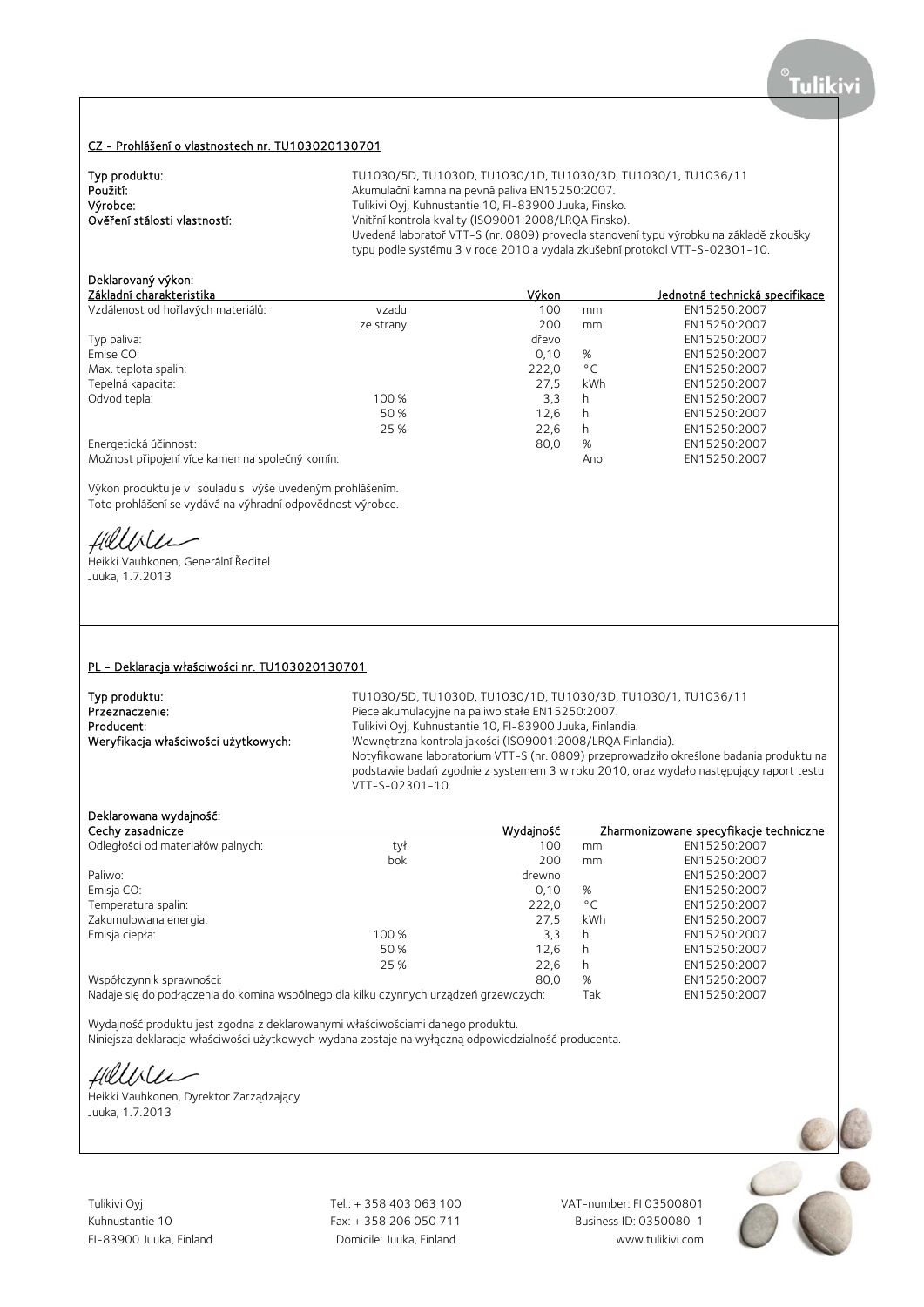## CZ - Prohlášení o vlastnostech nr. TU103020130701

**Typ produktu:** TU1030/5D, TU1030D, TU1030/1D, TU1030/3D, TU1030/1, TU1036/11
**Použití:** Akumulační kamna na pevná paliva EN15250:2007.
**Výrobce:** Tulikivi Oyj, Kuhnustantie 10, FI-83900 Juuka, Finsko.
**Ověření stálosti vlastností:** Vnitřní kontrola kvality (ISO9001:2008/LRQA Finsko).
Uvedená laboratoř VTT-S (nr. 0809) provedla stanovení typu výrobku na základě zkoušky typu podle systému 3 v roce 2010 a vydala zkušební protokol VTT-S-02301-10.

**Deklarovaný výkon:**

| Základní charakteristika | | Výkon | | Jednotná technická specifikace |
|---|---|---|---|---|
| Vzdálenost od hořlavých materiálů: | vzadu | 100 | mm | EN15250:2007 |
| | ze strany | 200 | mm | EN15250:2007 |
| Typ paliva: | | dřevo | | EN15250:2007 |
| Emise CO: | | 0,10 | % | EN15250:2007 |
| Max. teplota spalin: | | 222,0 | °C | EN15250:2007 |
| Tepelná kapacita: | | 27,5 | kWh | EN15250:2007 |
| Odvod tepla: | 100 % | 3,3 | h | EN15250:2007 |
| | 50 % | 12,6 | h | EN15250:2007 |
| | 25 % | 22,6 | h | EN15250:2007 |
| Energetická účinnost: | | 80,0 | % | EN15250:2007 |
| Možnost připojení více kamen na společný komín: | | | Ano | EN15250:2007 |

Výkon produktu je v souladu s výše uvedeným prohlášením.
Toto prohlášení se vydává na výhradní odpovědnost výrobce.

Heikki Vauhkonen, Generální Ředitel
Juuka, 1.7.2013

## PL - Deklaracja właściwości nr. TU103020130701

**Typ produktu:** TU1030/5D, TU1030D, TU1030/1D, TU1030/3D, TU1030/1, TU1036/11
**Przeznaczenie:** Piece akumulacyjne na paliwo stałe EN15250:2007.
**Producent:** Tulikivi Oyj, Kuhnustantie 10, FI-83900 Juuka, Finlandia.
**Weryfikacja właściwości użytkowych:** Wewnętrzna kontrola jakości (ISO9001:2008/LRQA Finlandia).
Notyfikowane laboratorium VTT-S (nr. 0809) przeprowadziło określone badania produktu na podstawie badań zgodnie z systemem 3 w roku 2010, oraz wydało następujący raport testu VTT-S-02301-10.

**Deklarowana wydajność:**

| Cechy zasadnicze | | Wydajność | | Zharmonizowane specyfikacje techniczne |
|---|---|---|---|---|
| Odległości od materiałów palnych: | tył | 100 | mm | EN15250:2007 |
| | bok | 200 | mm | EN15250:2007 |
| Paliwo: | | drewno | | EN15250:2007 |
| Emisja CO: | | 0,10 | % | EN15250:2007 |
| Temperatura spalin: | | 222,0 | °C | EN15250:2007 |
| Zakumulowana energia: | | 27,5 | kWh | EN15250:2007 |
| Emisja ciepła: | 100 % | 3,3 | h | EN15250:2007 |
| | 50 % | 12,6 | h | EN15250:2007 |
| | 25 % | 22,6 | h | EN15250:2007 |
| Współczynnik sprawności: | | 80,0 | % | EN15250:2007 |
| Nadaje się do podłączenia do komina wspólnego dla kilku czynnych urządzeń grzewczych: | | | Tak | EN15250:2007 |

Wydajność produktu jest zgodna z deklarowanymi właściwościami danego produktu.
Niniejsza deklaracja właściwości użytkowych wydana zostaje na wyłączną odpowiedzialność producenta.

Heikki Vauhkonen, Dyrektor Zarządzający
Juuka, 1.7.2013

Tulikivi Oyj
Kuhnustantie 10
FI-83900 Juuka, Finland

Tel.: + 358 403 063 100
Fax: + 358 206 050 711
Domicile: Juuka, Finland

VAT-number: FI 03500801
Business ID: 0350080-1
www.tulikivi.com